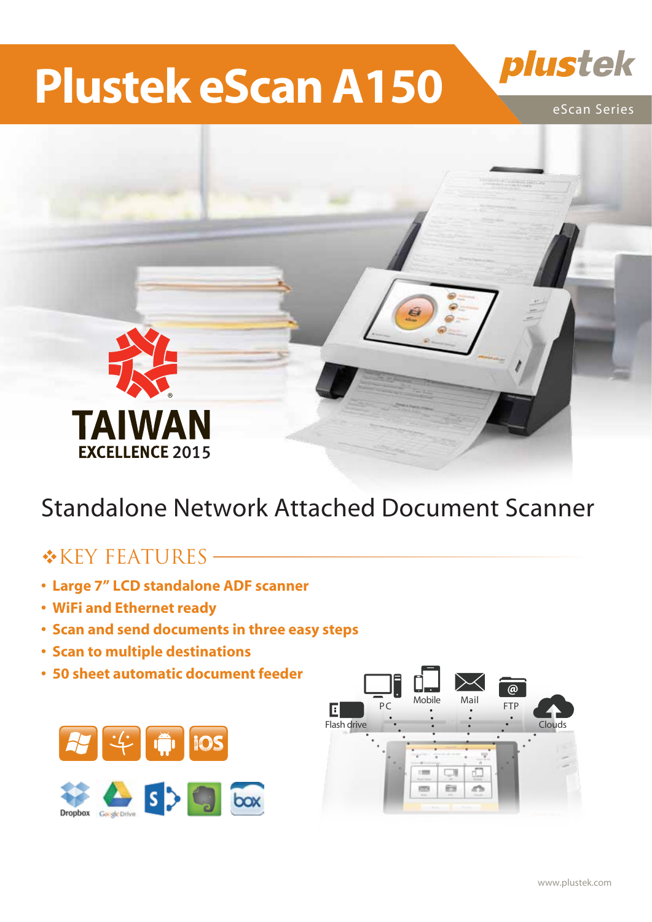# Plustek eScan A150

plustek

eScan Series

TAIWAN EXCELLENCE 2015

## Standalone Network Attached Document Scanner

### KEY FEATURES

- **Large 7" LCD standalone ADF scanner**
- **WiFi and Ethernet ready**
- **Scan and send documents in three easy steps**
- **Scan to multiple destinations**
- **50 sheet automatic document feeder**

Flash drive PC Mobile Mail FTP Clouds

iOS

Dropbox Google Drive box

www.plustek.com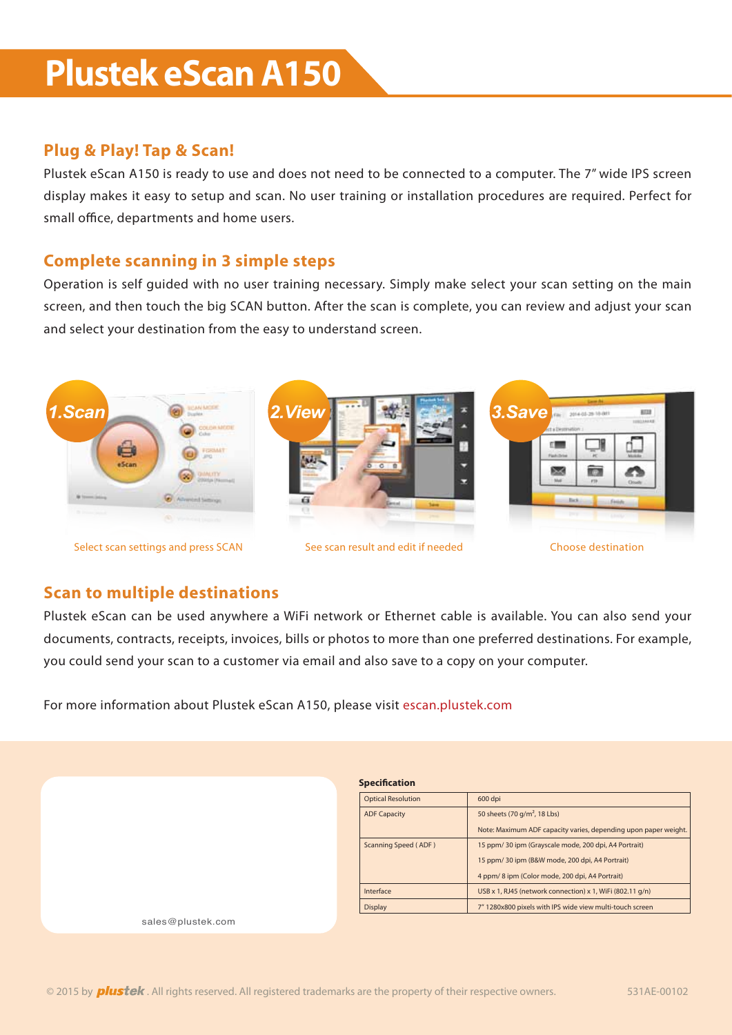# Plustek eScan A150

## Plug & Play! Tap & Scan!

Plustek eScan A150 is ready to use and does not need to be connected to a computer. The 7" wide IPS screen display makes it easy to setup and scan. No user training or installation procedures are required. Perfect for small office, departments and home users.

## Complete scanning in 3 simple steps

Operation is self guided with no user training necessary. Simply make select your scan setting on the main screen, and then touch the big SCAN button. After the scan is complete, you can review and adjust your scan and select your destination from the easy to understand screen.

1.Scan — Select scan settings and press SCAN

2.View — See scan result and edit if needed

3.Save — Choose destination

## Scan to multiple destinations

Plustek eScan can be used anywhere a WiFi network or Ethernet cable is available. You can also send your documents, contracts, receipts, invoices, bills or photos to more than one preferred destinations. For example, you could send your scan to a customer via email and also save to a copy on your computer.

For more information about Plustek eScan A150, please visit escan.plustek.com

sales@plustek.com

**Specification**

| | |
|---|---|
| Optical Resolution | 600 dpi |
| ADF Capacity | 50 sheets (70 g/m², 18 Lbs)<br>Note: Maximum ADF capacity varies, depending upon paper weight. |
| Scanning Speed ( ADF ) | 15 ppm/ 30 ipm (Grayscale mode, 200 dpi, A4 Portrait)<br>15 ppm/ 30 ipm (B&W mode, 200 dpi, A4 Portrait)<br>4 ppm/ 8 ipm (Color mode, 200 dpi, A4 Portrait) |
| Interface | USB x 1, RJ45 (network connection) x 1, WiFi (802.11 g/n) |
| Display | 7" 1280x800 pixels with IPS wide view multi-touch screen |

© 2015 by plustek. All rights reserved. All registered trademarks are the property of their respective owners.

531AE-00102